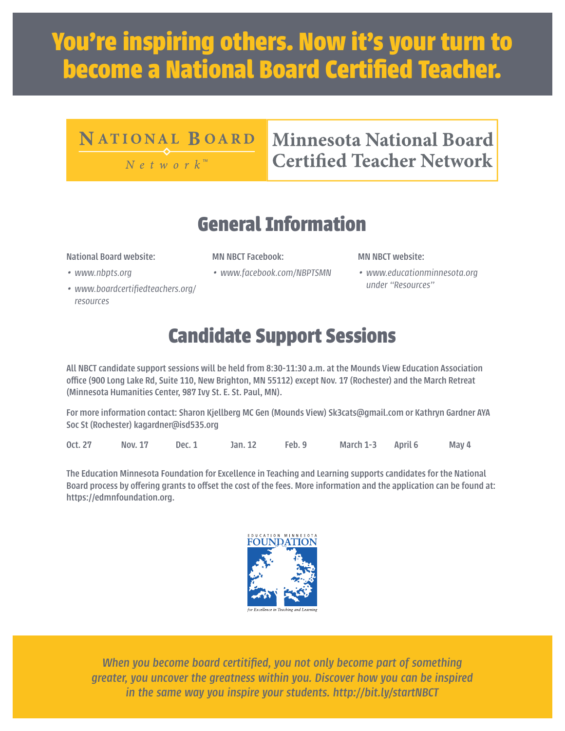# You're inspiring others. Now it's your turn to become a National Board Certified Teacher.

NATIONAL BOARD Network™

Minnesota National Board Certified Teacher Network

## General Information

**National Board website:**

- *www.nbpts.org*
- *www.boardcertifiedteachers.org/resources*

**MN NBCT Facebook:**

- *www.facebook.com/NBPTSMN*

**MN NBCT website:**

- *www.educationminnesota.org under "Resources"*

## Candidate Support Sessions

All NBCT candidate support sessions will be held from 8:30-11:30 a.m. at the Mounds View Education Association office (900 Long Lake Rd, Suite 110, New Brighton, MN 55112) except Nov. 17 (Rochester) and the March Retreat (Minnesota Humanities Center, 987 Ivy St. E. St. Paul, MN).

For more information contact: Sharon Kjellberg MC Gen (Mounds View) Sk3cats@gmail.com or Kathryn Gardner AYA Soc St (Rochester) kagardner@isd535.org

Oct. 27 | Nov. 17 | Dec. 1 | Jan. 12 | Feb. 9 | March 1-3 | April 6 | May 4

The Education Minnesota Foundation for Excellence in Teaching and Learning supports candidates for the National Board process by offering grants to offset the cost of the fees. More information and the application can be found at: https://edmnfoundation.org.

EDUCATION MINNESOTA FOUNDATION

*for Excellence in Teaching and Learning*

*When you become board certitified, you not only become part of something greater, you uncover the greatness within you. Discover how you can be inspired in the same way you inspire your students. http://bit.ly/startNBCT*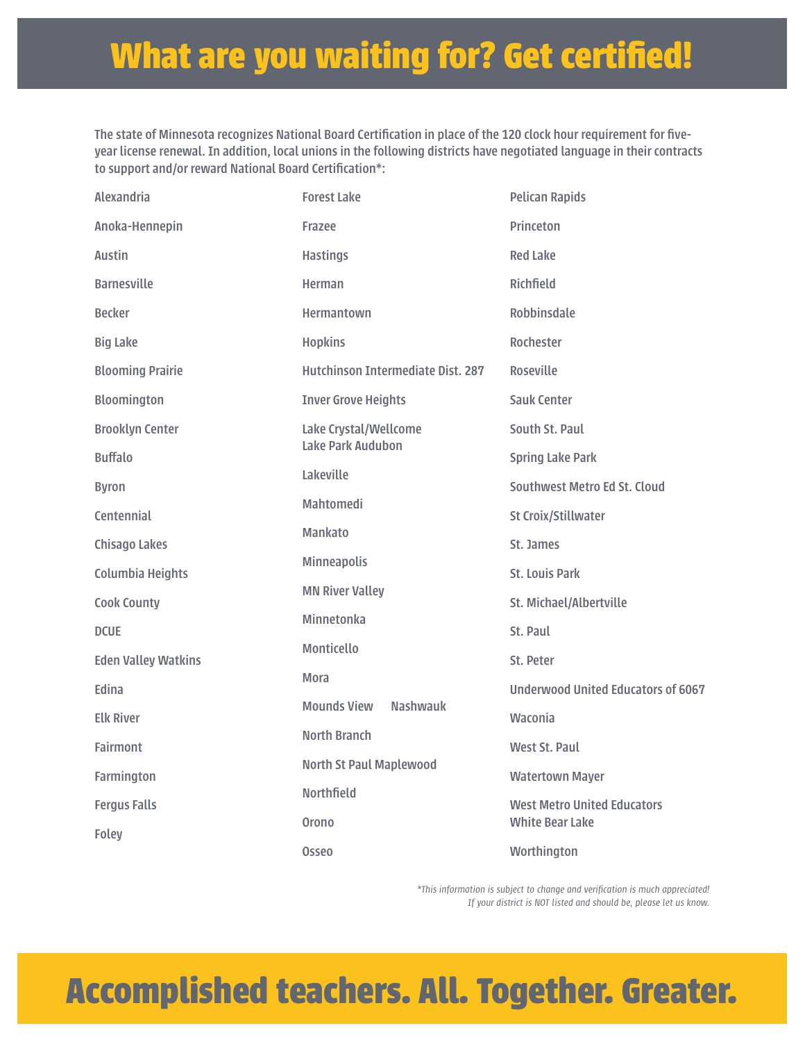# What are you waiting for? Get certified!

The state of Minnesota recognizes National Board Certification in place of the 120 clock hour requirement for five-year license renewal. In addition, local unions in the following districts have negotiated language in their contracts to support and/or reward National Board Certification*:

- Alexandria
- Anoka-Hennepin
- Austin
- Barnesville
- Becker
- Big Lake
- Blooming Prairie
- Bloomington
- Brooklyn Center
- Buffalo
- Byron
- Centennial
- Chisago Lakes
- Columbia Heights
- Cook County
- DCUE
- Eden Valley Watkins
- Edina
- Elk River
- Fairmont
- Farmington
- Fergus Falls
- Foley
- Forest Lake
- Frazee
- Hastings
- Herman
- Hermantown
- Hopkins
- Hutchinson Intermediate Dist. 287
- Inver Grove Heights
- Lake Crystal/Wellcome
- Lake Park Audubon
- Lakeville
- Mahtomedi
- Mankato
- Minneapolis
- MN River Valley
- Minnetonka
- Monticello
- Mora
- Mounds View
- Nashwauk
- North Branch
- North St Paul Maplewood
- Northfield
- Orono
- Osseo
- Pelican Rapids
- Princeton
- Red Lake
- Richfield
- Robbinsdale
- Rochester
- Roseville
- Sauk Center
- South St. Paul
- Spring Lake Park
- Southwest Metro Ed St. Cloud
- St Croix/Stillwater
- St. James
- St. Louis Park
- St. Michael/Albertville
- St. Paul
- St. Peter
- Underwood United Educators of 6067
- Waconia
- West St. Paul
- Watertown Mayer
- West Metro United Educators
- White Bear Lake
- Worthington

*\*This information is subject to change and verification is much appreciated!*
*If your district is NOT listed and should be, please let us know.*

# Accomplished teachers. All. Together. Greater.